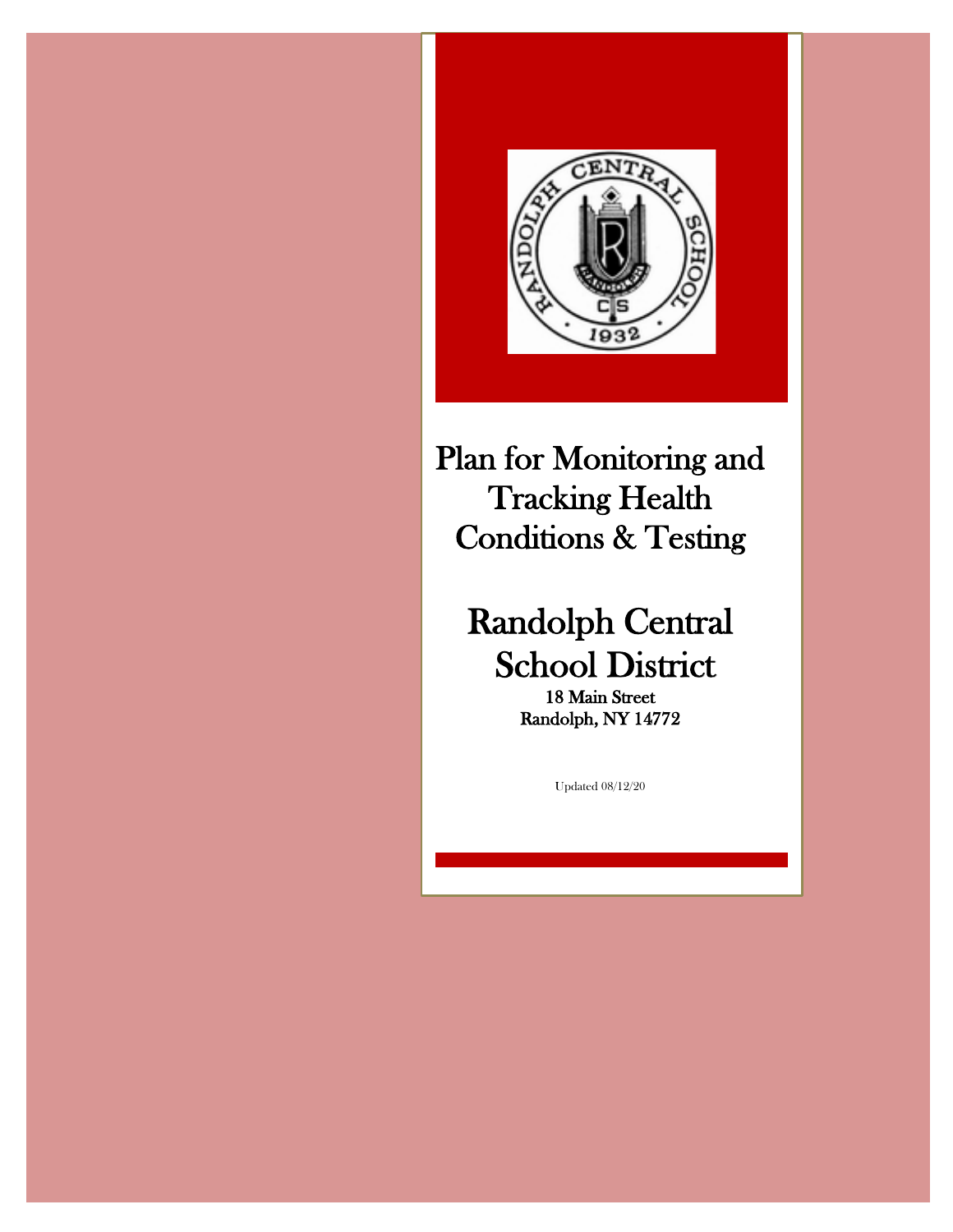# Plan for Monitoring and Tracking Health Conditions & Testing

# Randolph Central School District

**18 Main Street**
**Randolph, NY 14772**

Updated 08/12/20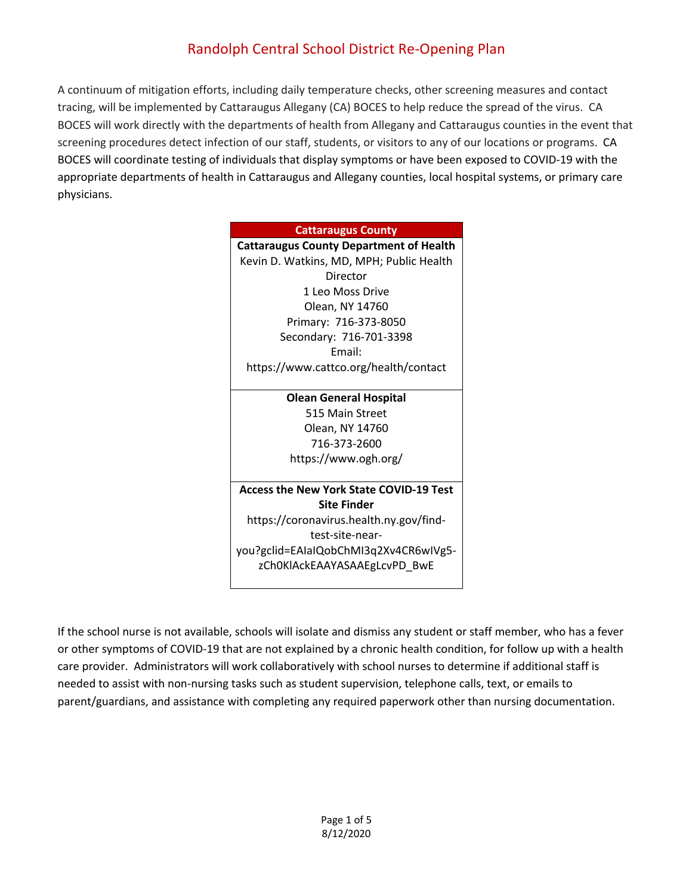# Randolph Central School District Re-Opening Plan

A continuum of mitigation efforts, including daily temperature checks, other screening measures and contact tracing, will be implemented by Cattaraugus Allegany (CA) BOCES to help reduce the spread of the virus. CA BOCES will work directly with the departments of health from Allegany and Cattaraugus counties in the event that screening procedures detect infection of our staff, students, or visitors to any of our locations or programs. CA BOCES will coordinate testing of individuals that display symptoms or have been exposed to COVID-19 with the appropriate departments of health in Cattaraugus and Allegany counties, local hospital systems, or primary care physicians.

| Cattaraugus County |
|---|
| **Cattaraugus County Department of Health**<br>Kevin D. Watkins, MD, MPH; Public Health Director<br>1 Leo Moss Drive<br>Olean, NY 14760<br>Primary: 716-373-8050<br>Secondary: 716-701-3398<br>Email:<br>https://www.cattco.org/health/contact |
| **Olean General Hospital**<br>515 Main Street<br>Olean, NY 14760<br>716-373-2600<br>https://www.ogh.org/ |
| **Access the New York State COVID-19 Test Site Finder**<br>https://coronavirus.health.ny.gov/find-test-site-near-you?gclid=EAIaIQobChMI3q2Xv4CR6wIVg5-zCh0KlAckEAAYASAAEgLcvPD_BwE |

If the school nurse is not available, schools will isolate and dismiss any student or staff member, who has a fever or other symptoms of COVID-19 that are not explained by a chronic health condition, for follow up with a health care provider. Administrators will work collaboratively with school nurses to determine if additional staff is needed to assist with non-nursing tasks such as student supervision, telephone calls, text, or emails to parent/guardians, and assistance with completing any required paperwork other than nursing documentation.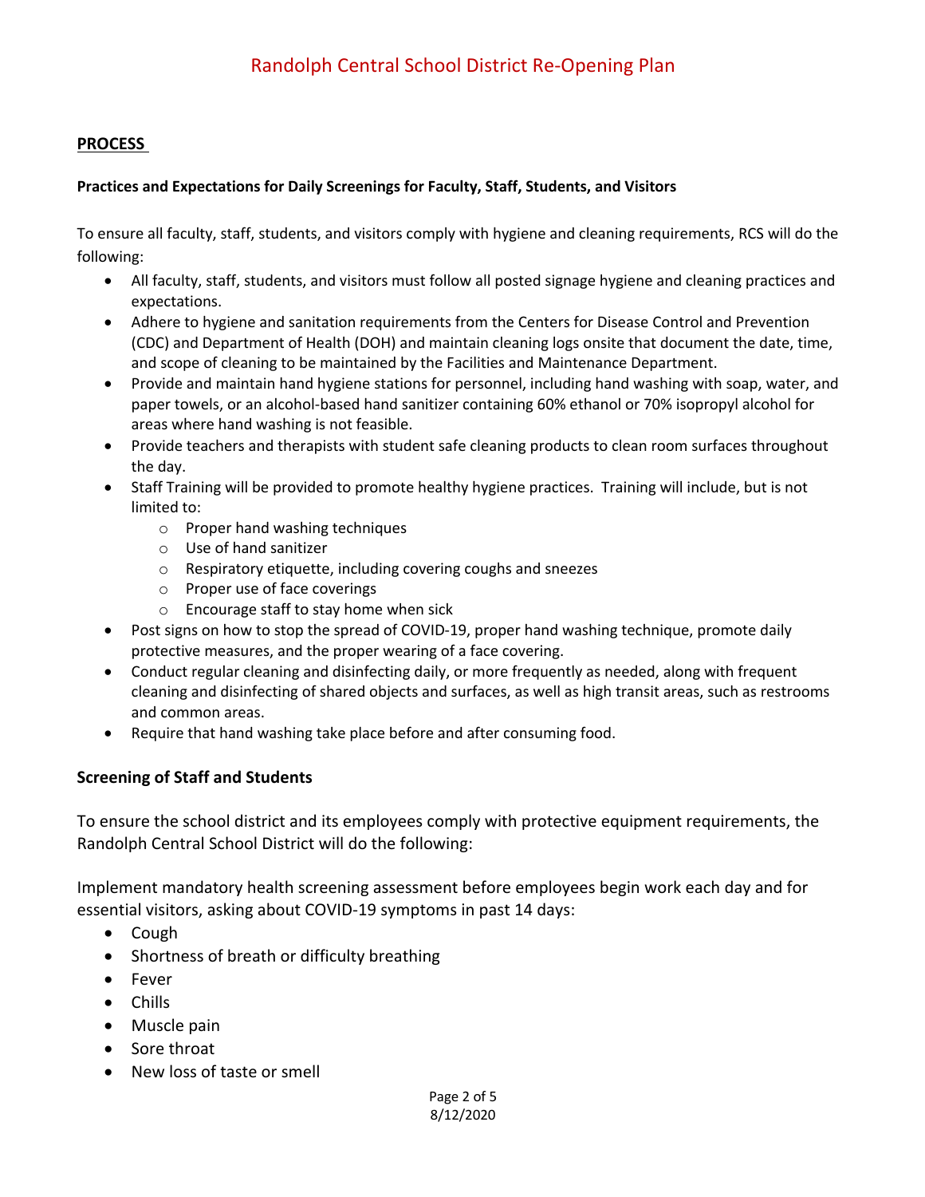## PROCESS

**Practices and Expectations for Daily Screenings for Faculty, Staff, Students, and Visitors**

To ensure all faculty, staff, students, and visitors comply with hygiene and cleaning requirements, RCS will do the following:

- All faculty, staff, students, and visitors must follow all posted signage hygiene and cleaning practices and expectations.
- Adhere to hygiene and sanitation requirements from the Centers for Disease Control and Prevention (CDC) and Department of Health (DOH) and maintain cleaning logs onsite that document the date, time, and scope of cleaning to be maintained by the Facilities and Maintenance Department.
- Provide and maintain hand hygiene stations for personnel, including hand washing with soap, water, and paper towels, or an alcohol-based hand sanitizer containing 60% ethanol or 70% isopropyl alcohol for areas where hand washing is not feasible.
- Provide teachers and therapists with student safe cleaning products to clean room surfaces throughout the day.
- Staff Training will be provided to promote healthy hygiene practices. Training will include, but is not limited to:
  - Proper hand washing techniques
  - Use of hand sanitizer
  - Respiratory etiquette, including covering coughs and sneezes
  - Proper use of face coverings
  - Encourage staff to stay home when sick
- Post signs on how to stop the spread of COVID-19, proper hand washing technique, promote daily protective measures, and the proper wearing of a face covering.
- Conduct regular cleaning and disinfecting daily, or more frequently as needed, along with frequent cleaning and disinfecting of shared objects and surfaces, as well as high transit areas, such as restrooms and common areas.
- Require that hand washing take place before and after consuming food.

### Screening of Staff and Students

To ensure the school district and its employees comply with protective equipment requirements, the Randolph Central School District will do the following:

Implement mandatory health screening assessment before employees begin work each day and for essential visitors, asking about COVID-19 symptoms in past 14 days:

- Cough
- Shortness of breath or difficulty breathing
- Fever
- Chills
- Muscle pain
- Sore throat
- New loss of taste or smell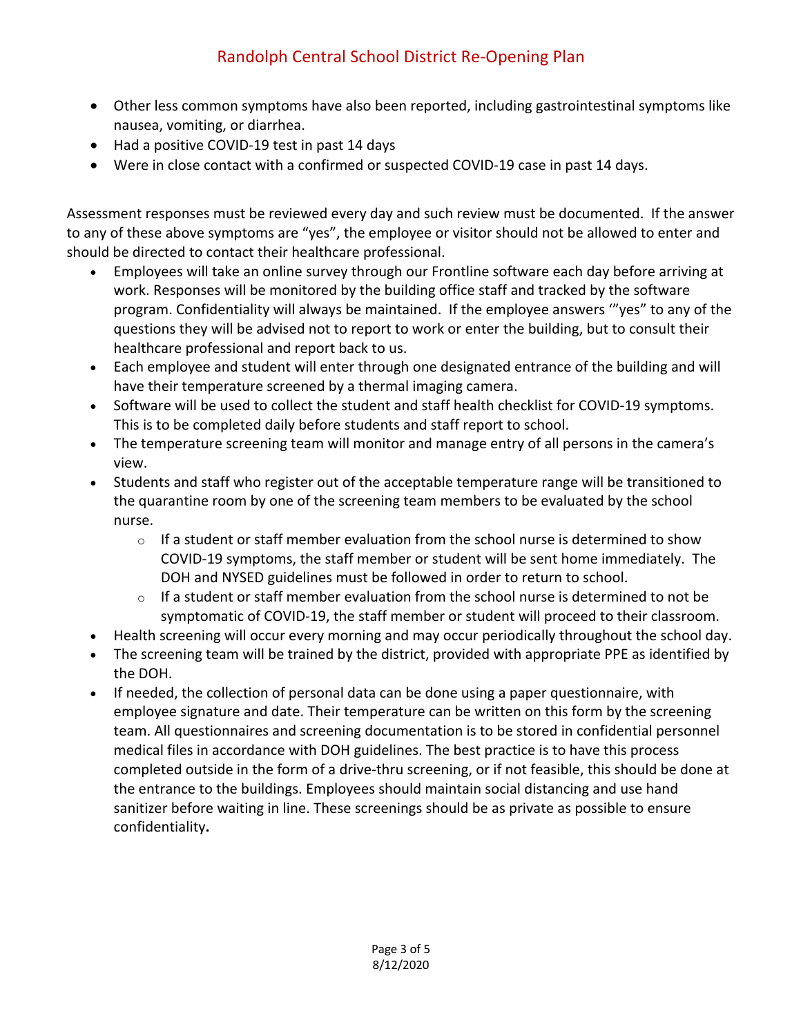- Other less common symptoms have also been reported, including gastrointestinal symptoms like nausea, vomiting, or diarrhea.
- Had a positive COVID-19 test in past 14 days
- Were in close contact with a confirmed or suspected COVID-19 case in past 14 days.

Assessment responses must be reviewed every day and such review must be documented. If the answer to any of these above symptoms are "yes", the employee or visitor should not be allowed to enter and should be directed to contact their healthcare professional.

- Employees will take an online survey through our Frontline software each day before arriving at work. Responses will be monitored by the building office staff and tracked by the software program. Confidentiality will always be maintained. If the employee answers '"yes" to any of the questions they will be advised not to report to work or enter the building, but to consult their healthcare professional and report back to us.
- Each employee and student will enter through one designated entrance of the building and will have their temperature screened by a thermal imaging camera.
- Software will be used to collect the student and staff health checklist for COVID-19 symptoms. This is to be completed daily before students and staff report to school.
- The temperature screening team will monitor and manage entry of all persons in the camera's view.
- Students and staff who register out of the acceptable temperature range will be transitioned to the quarantine room by one of the screening team members to be evaluated by the school nurse.
  - If a student or staff member evaluation from the school nurse is determined to show COVID-19 symptoms, the staff member or student will be sent home immediately. The DOH and NYSED guidelines must be followed in order to return to school.
  - If a student or staff member evaluation from the school nurse is determined to not be symptomatic of COVID-19, the staff member or student will proceed to their classroom.
- Health screening will occur every morning and may occur periodically throughout the school day.
- The screening team will be trained by the district, provided with appropriate PPE as identified by the DOH.
- If needed, the collection of personal data can be done using a paper questionnaire, with employee signature and date. Their temperature can be written on this form by the screening team. All questionnaires and screening documentation is to be stored in confidential personnel medical files in accordance with DOH guidelines. The best practice is to have this process completed outside in the form of a drive-thru screening, or if not feasible, this should be done at the entrance to the buildings. Employees should maintain social distancing and use hand sanitizer before waiting in line. These screenings should be as private as possible to ensure confidentiality.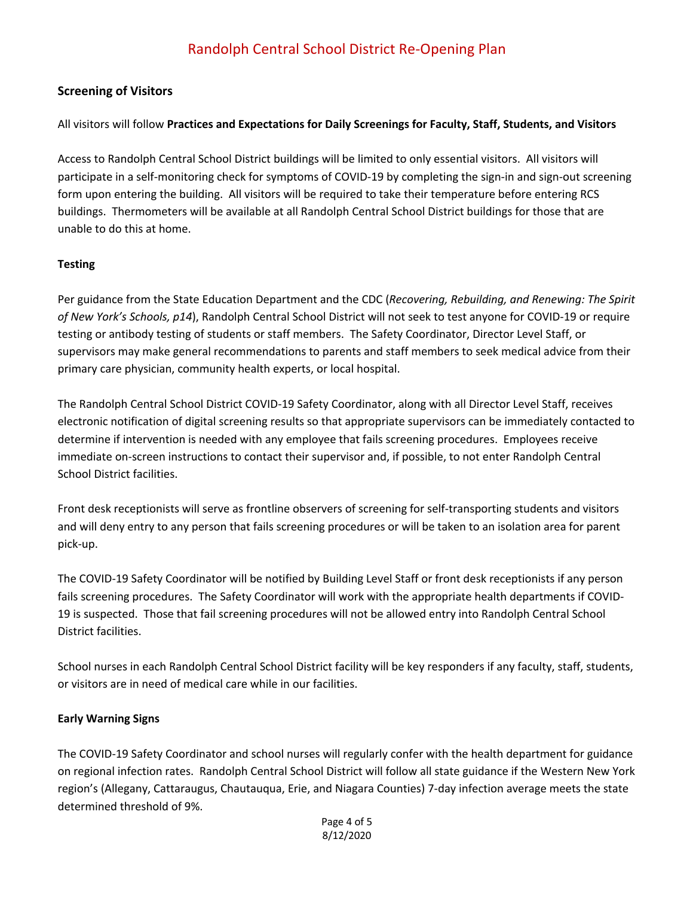## Screening of Visitors

All visitors will follow **Practices and Expectations for Daily Screenings for Faculty, Staff, Students, and Visitors**

Access to Randolph Central School District buildings will be limited to only essential visitors. All visitors will participate in a self-monitoring check for symptoms of COVID-19 by completing the sign-in and sign-out screening form upon entering the building. All visitors will be required to take their temperature before entering RCS buildings. Thermometers will be available at all Randolph Central School District buildings for those that are unable to do this at home.

## Testing

Per guidance from the State Education Department and the CDC (*Recovering, Rebuilding, and Renewing: The Spirit of New York's Schools, p14*), Randolph Central School District will not seek to test anyone for COVID-19 or require testing or antibody testing of students or staff members. The Safety Coordinator, Director Level Staff, or supervisors may make general recommendations to parents and staff members to seek medical advice from their primary care physician, community health experts, or local hospital.

The Randolph Central School District COVID-19 Safety Coordinator, along with all Director Level Staff, receives electronic notification of digital screening results so that appropriate supervisors can be immediately contacted to determine if intervention is needed with any employee that fails screening procedures. Employees receive immediate on-screen instructions to contact their supervisor and, if possible, to not enter Randolph Central School District facilities.

Front desk receptionists will serve as frontline observers of screening for self-transporting students and visitors and will deny entry to any person that fails screening procedures or will be taken to an isolation area for parent pick-up.

The COVID-19 Safety Coordinator will be notified by Building Level Staff or front desk receptionists if any person fails screening procedures. The Safety Coordinator will work with the appropriate health departments if COVID-19 is suspected. Those that fail screening procedures will not be allowed entry into Randolph Central School District facilities.

School nurses in each Randolph Central School District facility will be key responders if any faculty, staff, students, or visitors are in need of medical care while in our facilities.

## Early Warning Signs

The COVID-19 Safety Coordinator and school nurses will regularly confer with the health department for guidance on regional infection rates. Randolph Central School District will follow all state guidance if the Western New York region's (Allegany, Cattaraugus, Chautauqua, Erie, and Niagara Counties) 7-day infection average meets the state determined threshold of 9%.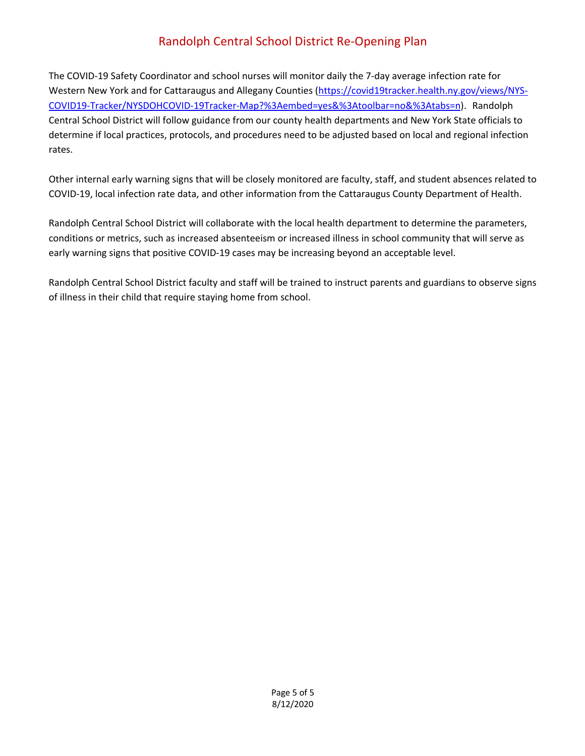The COVID-19 Safety Coordinator and school nurses will monitor daily the 7-day average infection rate for Western New York and for Cattaraugus and Allegany Counties (https://covid19tracker.health.ny.gov/views/NYS-COVID19-Tracker/NYSDOHCOVID-19Tracker-Map?%3Aembed=yes&%3Atoolbar=no&%3Atabs=n). Randolph Central School District will follow guidance from our county health departments and New York State officials to determine if local practices, protocols, and procedures need to be adjusted based on local and regional infection rates.

Other internal early warning signs that will be closely monitored are faculty, staff, and student absences related to COVID-19, local infection rate data, and other information from the Cattaraugus County Department of Health.

Randolph Central School District will collaborate with the local health department to determine the parameters, conditions or metrics, such as increased absenteeism or increased illness in school community that will serve as early warning signs that positive COVID-19 cases may be increasing beyond an acceptable level.

Randolph Central School District faculty and staff will be trained to instruct parents and guardians to observe signs of illness in their child that require staying home from school.